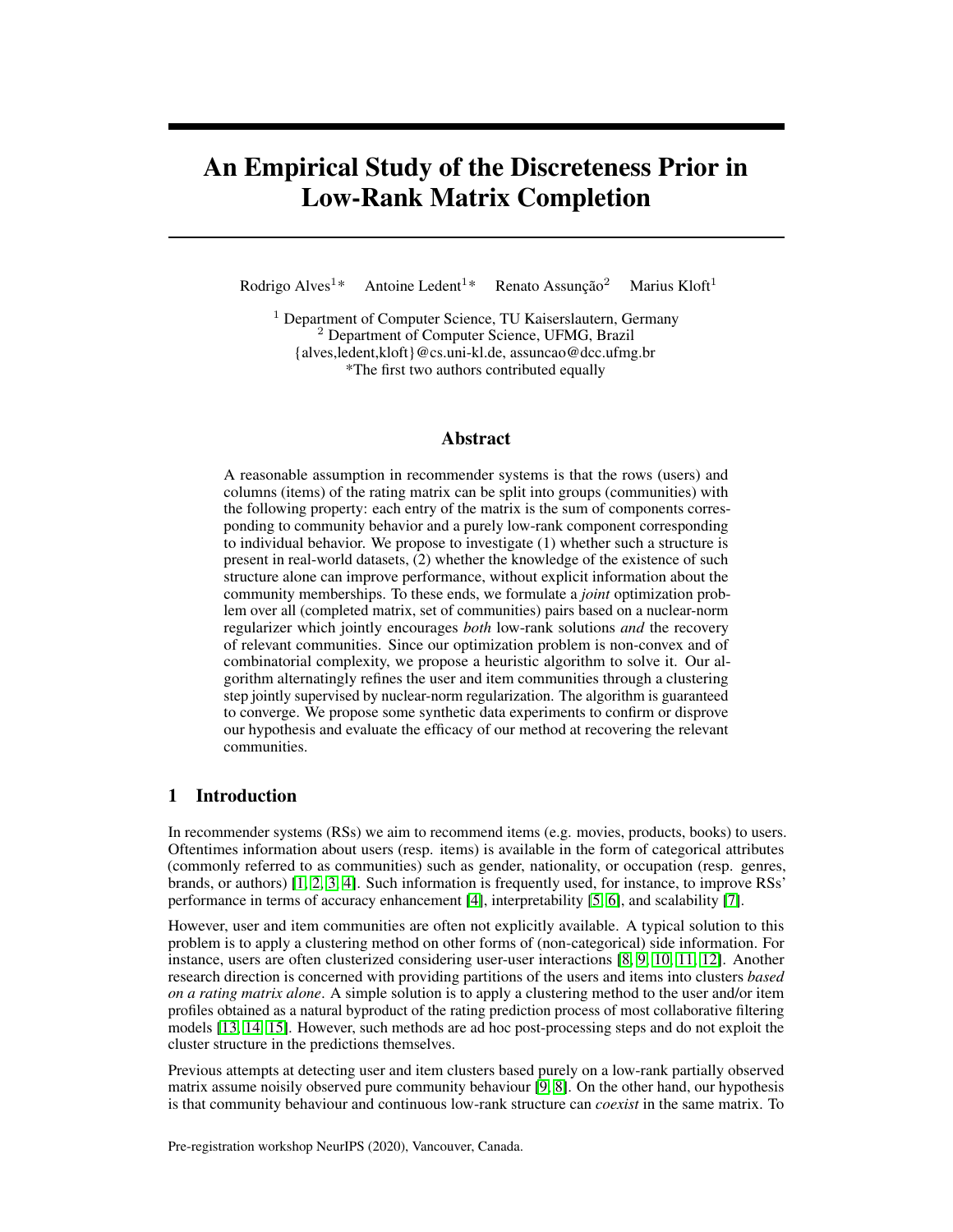# An Empirical Study of the Discreteness Prior in Low-Rank Matrix Completion

Rodrigo Alves[1]* Antoine Ledent[1]* Renato Assunção[2] Marius Kloft[1]

[1] Department of Computer Science, TU Kaiserslautern, Germany
[2] Department of Computer Science, UFMG, Brazil
{alves,ledent,kloft}@cs.uni-kl.de, assuncao@dcc.ufmg.br
*The first two authors contributed equally

## Abstract

A reasonable assumption in recommender systems is that the rows (users) and columns (items) of the rating matrix can be split into groups (communities) with the following property: each entry of the matrix is the sum of components corresponding to community behavior and a purely low-rank component corresponding to individual behavior. We propose to investigate (1) whether such a structure is present in real-world datasets, (2) whether the knowledge of the existence of such structure alone can improve performance, without explicit information about the community memberships. To these ends, we formulate a *joint* optimization problem over all (completed matrix, set of communities) pairs based on a nuclear-norm regularizer which jointly encourages *both* low-rank solutions *and* the recovery of relevant communities. Since our optimization problem is non-convex and of combinatorial complexity, we propose a heuristic algorithm to solve it. Our algorithm alternatingly refines the user and item communities through a clustering step jointly supervised by nuclear-norm regularization. The algorithm is guaranteed to converge. We propose some synthetic data experiments to confirm or disprove our hypothesis and evaluate the efficacy of our method at recovering the relevant communities.

## 1 Introduction

In recommender systems (RSs) we aim to recommend items (e.g. movies, products, books) to users. Oftentimes information about users (resp. items) is available in the form of categorical attributes (commonly referred to as communities) such as gender, nationality, or occupation (resp. genres, brands, or authors) [1, 2, 3, 4]. Such information is frequently used, for instance, to improve RSs' performance in terms of accuracy enhancement [4], interpretability [5, 6], and scalability [7].

However, user and item communities are often not explicitly available. A typical solution to this problem is to apply a clustering method on other forms of (non-categorical) side information. For instance, users are often clusterized considering user-user interactions [8, 9, 10, 11, 12]. Another research direction is concerned with providing partitions of the users and items into clusters *based on a rating matrix alone*. A simple solution is to apply a clustering method to the user and/or item profiles obtained as a natural byproduct of the rating prediction process of most collaborative filtering models [13, 14, 15]. However, such methods are ad hoc post-processing steps and do not exploit the cluster structure in the predictions themselves.

Previous attempts at detecting user and item clusters based purely on a low-rank partially observed matrix assume noisily observed pure community behaviour [9, 8]. On the other hand, our hypothesis is that community behaviour and continuous low-rank structure can *coexist* in the same matrix. To

Pre-registration workshop NeurIPS (2020), Vancouver, Canada.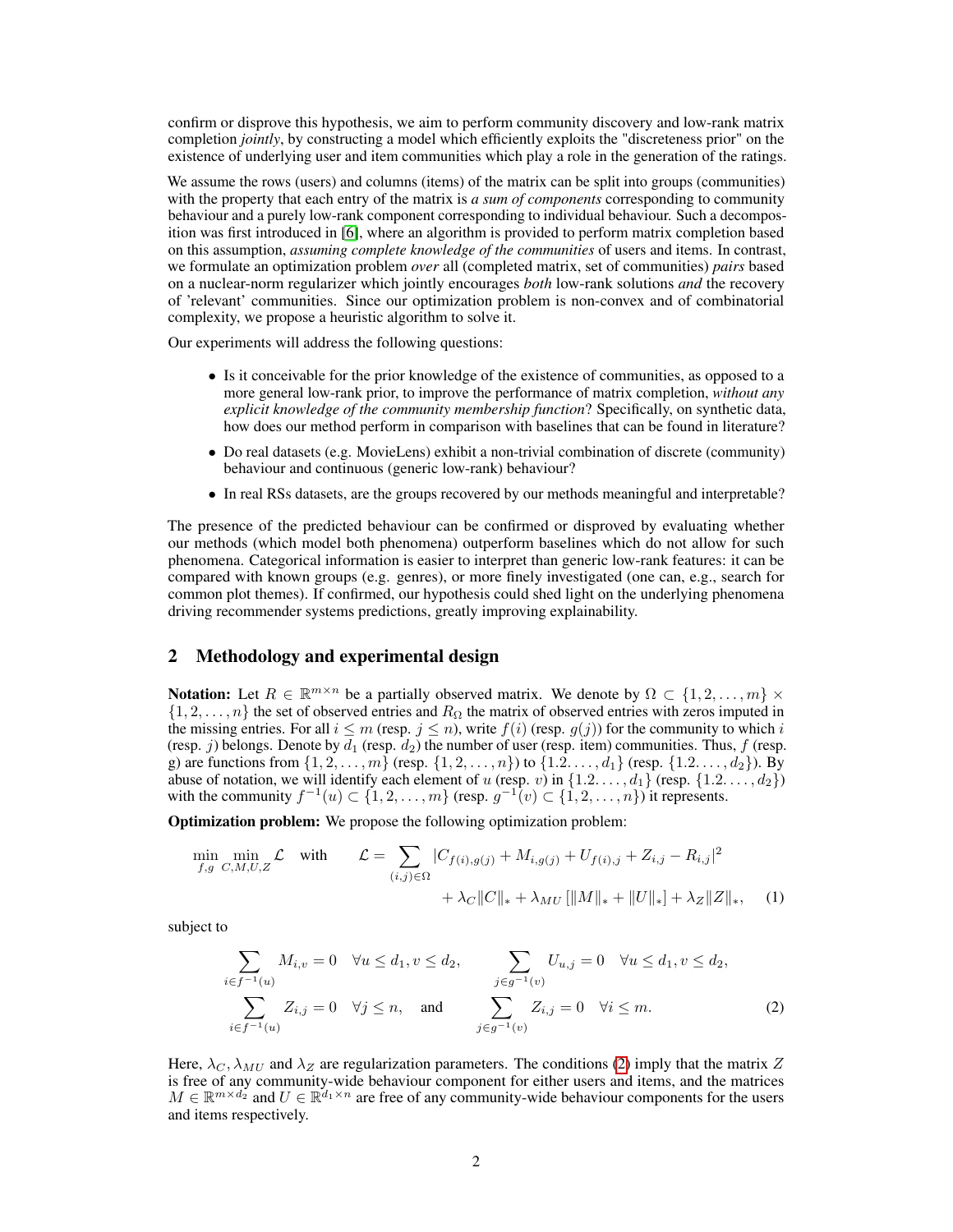confirm or disprove this hypothesis, we aim to perform community discovery and low-rank matrix completion *jointly*, by constructing a model which efficiently exploits the "discreteness prior" on the existence of underlying user and item communities which play a role in the generation of the ratings.

We assume the rows (users) and columns (items) of the matrix can be split into groups (communities) with the property that each entry of the matrix is *a sum of components* corresponding to community behaviour and a purely low-rank component corresponding to individual behaviour. Such a decomposition was first introduced in [6], where an algorithm is provided to perform matrix completion based on this assumption, *assuming complete knowledge of the communities* of users and items. In contrast, we formulate an optimization problem *over* all (completed matrix, set of communities) *pairs* based on a nuclear-norm regularizer which jointly encourages *both* low-rank solutions *and* the recovery of 'relevant' communities. Since our optimization problem is non-convex and of combinatorial complexity, we propose a heuristic algorithm to solve it.

Our experiments will address the following questions:

- Is it conceivable for the prior knowledge of the existence of communities, as opposed to a more general low-rank prior, to improve the performance of matrix completion, *without any explicit knowledge of the community membership function*? Specifically, on synthetic data, how does our method perform in comparison with baselines that can be found in literature?
- Do real datasets (e.g. MovieLens) exhibit a non-trivial combination of discrete (community) behaviour and continuous (generic low-rank) behaviour?
- In real RSs datasets, are the groups recovered by our methods meaningful and interpretable?

The presence of the predicted behaviour can be confirmed or disproved by evaluating whether our methods (which model both phenomena) outperform baselines which do not allow for such phenomena. Categorical information is easier to interpret than generic low-rank features: it can be compared with known groups (e.g. genres), or more finely investigated (one can, e.g., search for common plot themes). If confirmed, our hypothesis could shed light on the underlying phenomena driving recommender systems predictions, greatly improving explainability.

## 2 Methodology and experimental design

**Notation:** Let $R \in \mathbb{R}^{m \times n}$ be a partially observed matrix. We denote by $\Omega \subset \{1, 2, \ldots, m\} \times \{1, 2, \ldots, n\}$ the set of observed entries and $R_\Omega$ the matrix of observed entries with zeros imputed in the missing entries. For all $i \leq m$ (resp. $j \leq n$), write $f(i)$ (resp. $g(j)$) for the community to which $i$ (resp. $j$) belongs. Denote by $d_1$ (resp. $d_2$) the number of user (resp. item) communities. Thus, $f$ (resp. g) are functions from $\{1, 2, \ldots, m\}$ (resp. $\{1, 2, \ldots, n\}$) to $\{1.2. \ldots, d_1\}$ (resp. $\{1.2. \ldots, d_2\}$). By abuse of notation, we will identify each element of $u$ (resp. $v$) in $\{1.2. \ldots, d_1\}$ (resp. $\{1.2. \ldots, d_2\}$) with the community $f^{-1}(u) \subset \{1, 2, \ldots, m\}$ (resp. $g^{-1}(v) \subset \{1, 2, \ldots, n\}$) it represents.

**Optimization problem:** We propose the following optimization problem:

$$\min_{f,g} \min_{C,M,U,Z} \mathcal{L} \quad \text{with} \qquad \mathcal{L} = \sum_{(i,j)\in\Omega} |C_{f(i),g(j)} + M_{i,g(j)} + U_{f(i),j} + Z_{i,j} - R_{i,j}|^2 + \lambda_C \|C\|_* + \lambda_{MU} \left[\|M\|_* + \|U\|_*\right] + \lambda_Z \|Z\|_*, \quad (1)$$

subject to

$$\sum_{i \in f^{-1}(u)} M_{i,v} = 0 \quad \forall u \leq d_1, v \leq d_2, \qquad \sum_{j \in g^{-1}(v)} U_{u,j} = 0 \quad \forall u \leq d_1, v \leq d_2,$$
$$\sum_{i \in f^{-1}(u)} Z_{i,j} = 0 \quad \forall j \leq n, \quad \text{and} \qquad \sum_{j \in g^{-1}(v)} Z_{i,j} = 0 \quad \forall i \leq m. \quad (2)$$

Here, $\lambda_C, \lambda_{MU}$ and $\lambda_Z$ are regularization parameters. The conditions (2) imply that the matrix $Z$ is free of any community-wide behaviour component for either users and items, and the matrices $M \in \mathbb{R}^{m \times d_2}$ and $U \in \mathbb{R}^{d_1 \times n}$ are free of any community-wide behaviour components for the users and items respectively.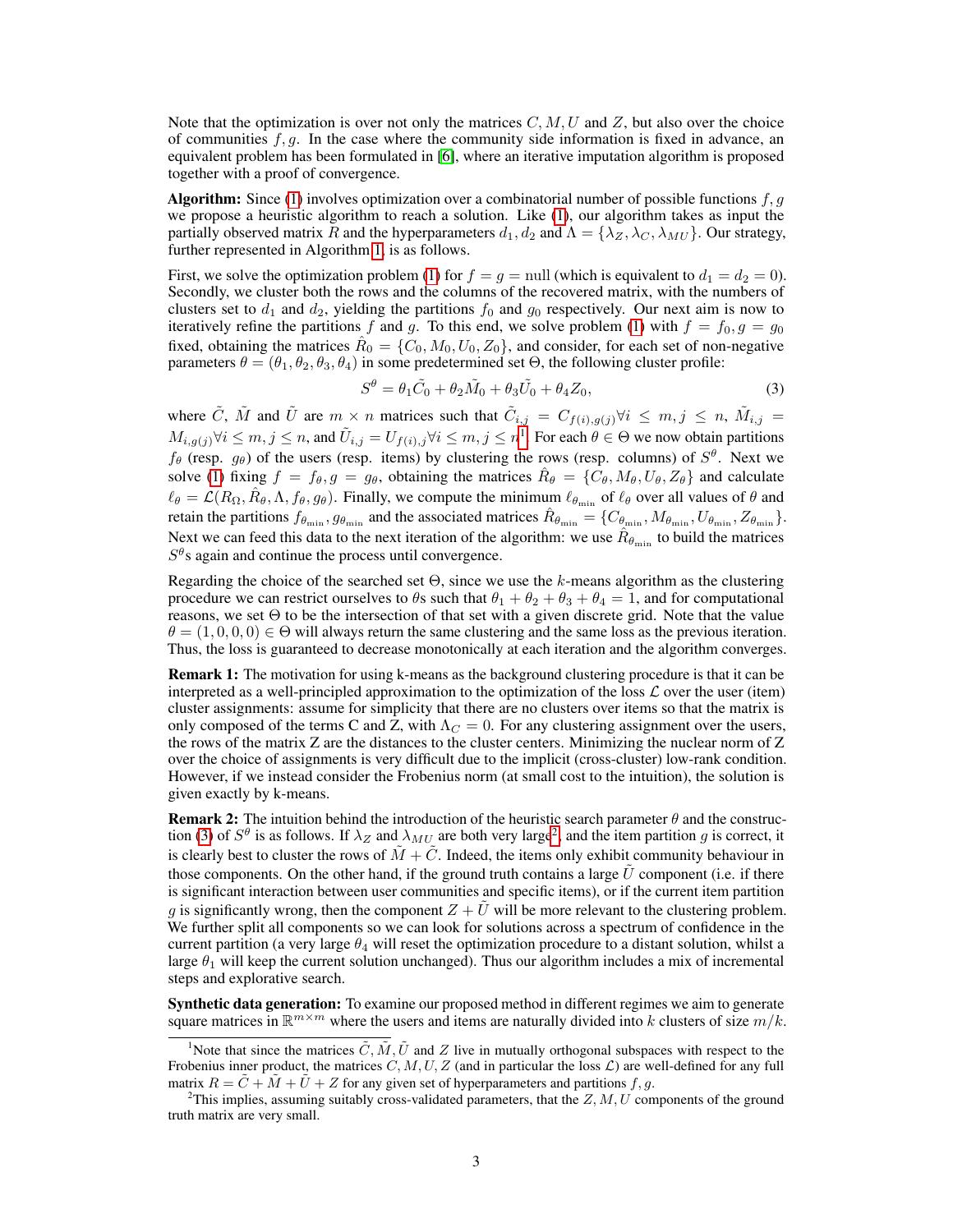Note that the optimization is over not only the matrices $C, M, U$ and $Z$, but also over the choice of communities $f, g$. In the case where the community side information is fixed in advance, an equivalent problem has been formulated in [6], where an iterative imputation algorithm is proposed together with a proof of convergence.

**Algorithm:** Since (1) involves optimization over a combinatorial number of possible functions $f, g$ we propose a heuristic algorithm to reach a solution. Like (1), our algorithm takes as input the partially observed matrix $R$ and the hyperparameters $d_1, d_2$ and $\Lambda = \{\lambda_Z, \lambda_C, \lambda_{MU}\}$. Our strategy, further represented in Algorithm 1, is as follows.

First, we solve the optimization problem (1) for $f = g = \text{null}$ (which is equivalent to $d_1 = d_2 = 0$). Secondly, we cluster both the rows and the columns of the recovered matrix, with the numbers of clusters set to $d_1$ and $d_2$, yielding the partitions $f_0$ and $g_0$ respectively. Our next aim is now to iteratively refine the partitions $f$ and $g$. To this end, we solve problem (1) with $f = f_0, g = g_0$ fixed, obtaining the matrices $\hat{R}_0 = \{C_0, M_0, U_0, Z_0\}$, and consider, for each set of non-negative parameters $\theta = (\theta_1, \theta_2, \theta_3, \theta_4)$ in some predetermined set $\Theta$, the following cluster profile:

$$S^\theta = \theta_1 \tilde{C}_0 + \theta_2 \tilde{M}_0 + \theta_3 \tilde{U}_0 + \theta_4 Z_0, \tag{3}$$

where $\tilde{C}$, $\tilde{M}$ and $\tilde{U}$ are $m \times n$ matrices such that $\tilde{C}_{i,j} = C_{f(i),g(j)} \forall i \leq m, j \leq n$, $\tilde{M}_{i,j} = M_{i,g(j)} \forall i \leq m, j \leq n$, and $\tilde{U}_{i,j} = U_{f(i),j} \forall i \leq m, j \leq n$[1]. For each $\theta \in \Theta$ we now obtain partitions $f_\theta$ (resp. $g_\theta$) of the users (resp. items) by clustering the rows (resp. columns) of $S^\theta$. Next we solve (1) fixing $f = f_\theta, g = g_\theta$, obtaining the matrices $\hat{R}_\theta = \{C_\theta, M_\theta, U_\theta, Z_\theta\}$ and calculate $\ell_\theta = \mathcal{L}(R_\Omega, \hat{R}_\theta, \Lambda, f_\theta, g_\theta)$. Finally, we compute the minimum $\ell_{\theta_{\min}}$ of $\ell_\theta$ over all values of $\theta$ and retain the partitions $f_{\theta_{\min}}, g_{\theta_{\min}}$ and the associated matrices $\hat{R}_{\theta_{\min}} = \{C_{\theta_{\min}}, M_{\theta_{\min}}, U_{\theta_{\min}}, Z_{\theta_{\min}}\}$. Next we can feed this data to the next iteration of the algorithm: we use $\hat{R}_{\theta_{\min}}$ to build the matrices $S^\theta$s again and continue the process until convergence.

Regarding the choice of the searched set $\Theta$, since we use the $k$-means algorithm as the clustering procedure we can restrict ourselves to $\theta$s such that $\theta_1 + \theta_2 + \theta_3 + \theta_4 = 1$, and for computational reasons, we set $\Theta$ to be the intersection of that set with a given discrete grid. Note that the value $\theta = (1, 0, 0, 0) \in \Theta$ will always return the same clustering and the same loss as the previous iteration. Thus, the loss is guaranteed to decrease monotonically at each iteration and the algorithm converges.

**Remark 1:** The motivation for using k-means as the background clustering procedure is that it can be interpreted as a well-principled approximation to the optimization of the loss $\mathcal{L}$ over the user (item) cluster assignments: assume for simplicity that there are no clusters over items so that the matrix is only composed of the terms C and Z, with $\Lambda_C = 0$. For any clustering assignment over the users, the rows of the matrix Z are the distances to the cluster centers. Minimizing the nuclear norm of Z over the choice of assignments is very difficult due to the implicit (cross-cluster) low-rank condition. However, if we instead consider the Frobenius norm (at small cost to the intuition), the solution is given exactly by k-means.

**Remark 2:** The intuition behind the introduction of the heuristic search parameter $\theta$ and the construction (3) of $S^\theta$ is as follows. If $\lambda_Z$ and $\lambda_{MU}$ are both very large[2], and the item partition $g$ is correct, it is clearly best to cluster the rows of $\tilde{M} + \tilde{C}$. Indeed, the items only exhibit community behaviour in those components. On the other hand, if the ground truth contains a large $\tilde{U}$ component (i.e. if there is significant interaction between user communities and specific items), or if the current item partition $g$ is significantly wrong, then the component $Z + \tilde{U}$ will be more relevant to the clustering problem. We further split all components so we can look for solutions across a spectrum of confidence in the current partition (a very large $\theta_4$ will reset the optimization procedure to a distant solution, whilst a large $\theta_1$ will keep the current solution unchanged). Thus our algorithm includes a mix of incremental steps and explorative search.

**Synthetic data generation:** To examine our proposed method in different regimes we aim to generate square matrices in $\mathbb{R}^{m \times m}$ where the users and items are naturally divided into $k$ clusters of size $m/k$.

---

[1] Note that since the matrices $\tilde{C}, \tilde{M}, \tilde{U}$ and $Z$ live in mutually orthogonal subspaces with respect to the Frobenius inner product, the matrices $C, M, U, Z$ (and in particular the loss $\mathcal{L}$) are well-defined for any full matrix $R = \tilde{C} + \tilde{M} + \tilde{U} + Z$ for any given set of hyperparameters and partitions $f, g$.

[2] This implies, assuming suitably cross-validated parameters, that the $Z, M, U$ components of the ground truth matrix are very small.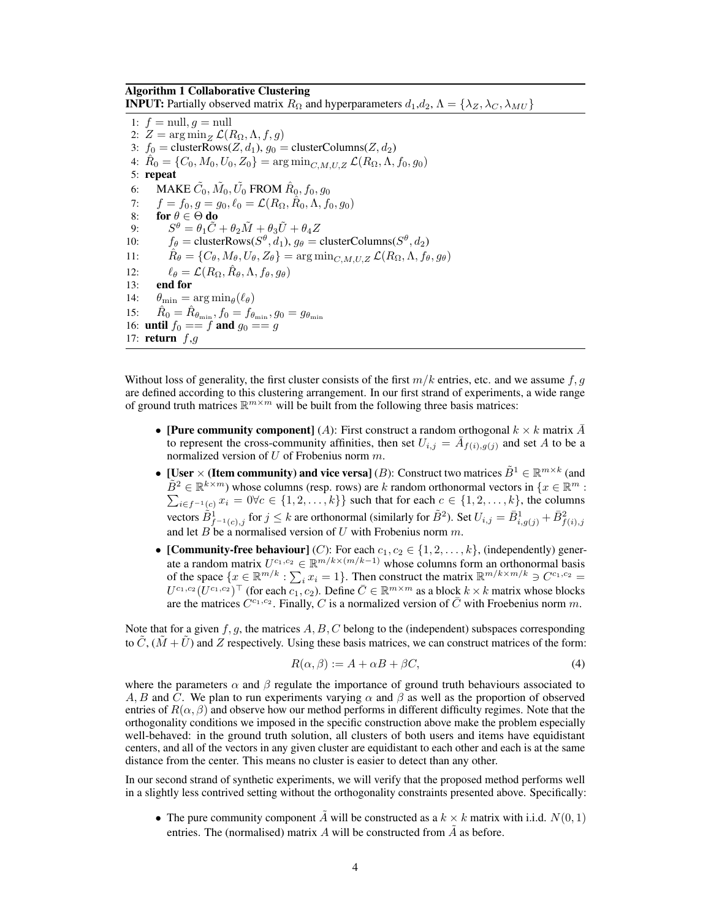**Algorithm 1 Collaborative Clustering**

**INPUT:** Partially observed matrix $R_\Omega$ and hyperparameters $d_1$,$d_2$, $\Lambda = \{\lambda_Z, \lambda_C, \lambda_{MU}\}$

```
1:  f = null, g = null
2:  Z = argmin_Z L(R_Ω, Λ, f, g)
3:  f_0 = clusterRows(Z, d_1), g_0 = clusterColumns(Z, d_2)
4:  R̂_0 = {C_0, M_0, U_0, Z_0} = argmin_{C,M,U,Z} L(R_Ω, Λ, f_0, g_0)
5:  repeat
6:      MAKE C̃_0, M̃_0, Ũ_0 FROM R̂_0, f_0, g_0
7:      f = f_0, g = g_0, ℓ_0 = L(R_Ω, R̂_0, Λ, f_0, g_0)
8:      for θ ∈ Θ do
9:          S^θ = θ_1 C̃ + θ_2 M̃ + θ_3 Ũ + θ_4 Z
10:         f_θ = clusterRows(S^θ, d_1), g_θ = clusterColumns(S^θ, d_2)
11:         R̂_θ = {C_θ, M_θ, U_θ, Z_θ} = argmin_{C,M,U,Z} L(R_Ω, Λ, f_θ, g_θ)
12:         ℓ_θ = L(R_Ω, R̂_θ, Λ, f_θ, g_θ)
13:     end for
14:     θ_min = argmin_θ(ℓ_θ)
15:     R̂_0 = R̂_{θ_min}, f_0 = f_{θ_min}, g_0 = g_{θ_min}
16: until f_0 == f and g_0 == g
17: return f,g
```

Without loss of generality, the first cluster consists of the first $m/k$ entries, etc. and we assume $f, g$ are defined according to this clustering arrangement. In our first strand of experiments, a wide range of ground truth matrices $\mathbb{R}^{m\times m}$ will be built from the following three basis matrices:

- **[Pure community component]** ($A$): First construct a random orthogonal $k \times k$ matrix $\bar{A}$ to represent the cross-community affinities, then set $U_{i,j} = \bar{A}_{f(i),g(j)}$ and set $A$ to be a normalized version of $U$ of Frobenius norm $m$.
- **[User × (Item community) and vice versa]** ($B$): Construct two matrices $\tilde{B}^1 \in \mathbb{R}^{m\times k}$ (and $\tilde{B}^2 \in \mathbb{R}^{k\times m}$) whose columns (resp. rows) are $k$ random orthonormal vectors in $\{x \in \mathbb{R}^m : \sum_{i\in f^{-1}(c)} x_i = 0 \forall c \in \{1, 2, \ldots, k\}\}$ such that for each $c \in \{1, 2, \ldots, k\}$, the columns vectors $\tilde{B}^1_{f^{-1}(c),j}$ for $j \leq k$ are orthonormal (similarly for $\tilde{B}^2$). Set $U_{i,j} = \bar{B}^1_{i,g(j)} + \bar{B}^2_{f(i),j}$ and let $B$ be a normalised version of $U$ with Frobenius norm $m$.
- **[Community-free behaviour]** ($C$): For each $c_1, c_2 \in \{1, 2, \ldots, k\}$, (independently) generate a random matrix $U^{c_1,c_2} \in \mathbb{R}^{m/k\times(m/k-1)}$ whose columns form an orthonormal basis of the space $\{x \in \mathbb{R}^{m/k} : \sum_i x_i = 1\}$. Then construct the matrix $\mathbb{R}^{m/k\times m/k} \ni C^{c_1,c_2} = U^{c_1,c_2}(U^{c_1,c_2})^\top$ (for each $c_1, c_2$). Define $\bar{C} \in \mathbb{R}^{m\times m}$ as a block $k \times k$ matrix whose blocks are the matrices $C^{c_1,c_2}$. Finally, $C$ is a normalized version of $\bar{C}$ with Froebenius norm $m$.

Note that for a given $f, g$, the matrices $A, B, C$ belong to the (independent) subspaces corresponding to $\tilde{C}$, $(\tilde{M} + \tilde{U})$ and $Z$ respectively. Using these basis matrices, we can construct matrices of the form:

$$R(\alpha, \beta) := A + \alpha B + \beta C, \tag{4}$$

where the parameters $\alpha$ and $\beta$ regulate the importance of ground truth behaviours associated to $A$, $B$ and $C$. We plan to run experiments varying $\alpha$ and $\beta$ as well as the proportion of observed entries of $R(\alpha, \beta)$ and observe how our method performs in different difficulty regimes. Note that the orthogonality conditions we imposed in the specific construction above make the problem especially well-behaved: in the ground truth solution, all clusters of both users and items have equidistant centers, and all of the vectors in any given cluster are equidistant to each other and each is at the same distance from the center. This means no cluster is easier to detect than any other.

In our second strand of synthetic experiments, we will verify that the proposed method performs well in a slightly less contrived setting without the orthogonality constraints presented above. Specifically:

- The pure community component $\tilde{A}$ will be constructed as a $k \times k$ matrix with i.i.d. $N(0, 1)$ entries. The (normalised) matrix $A$ will be constructed from $\tilde{A}$ as before.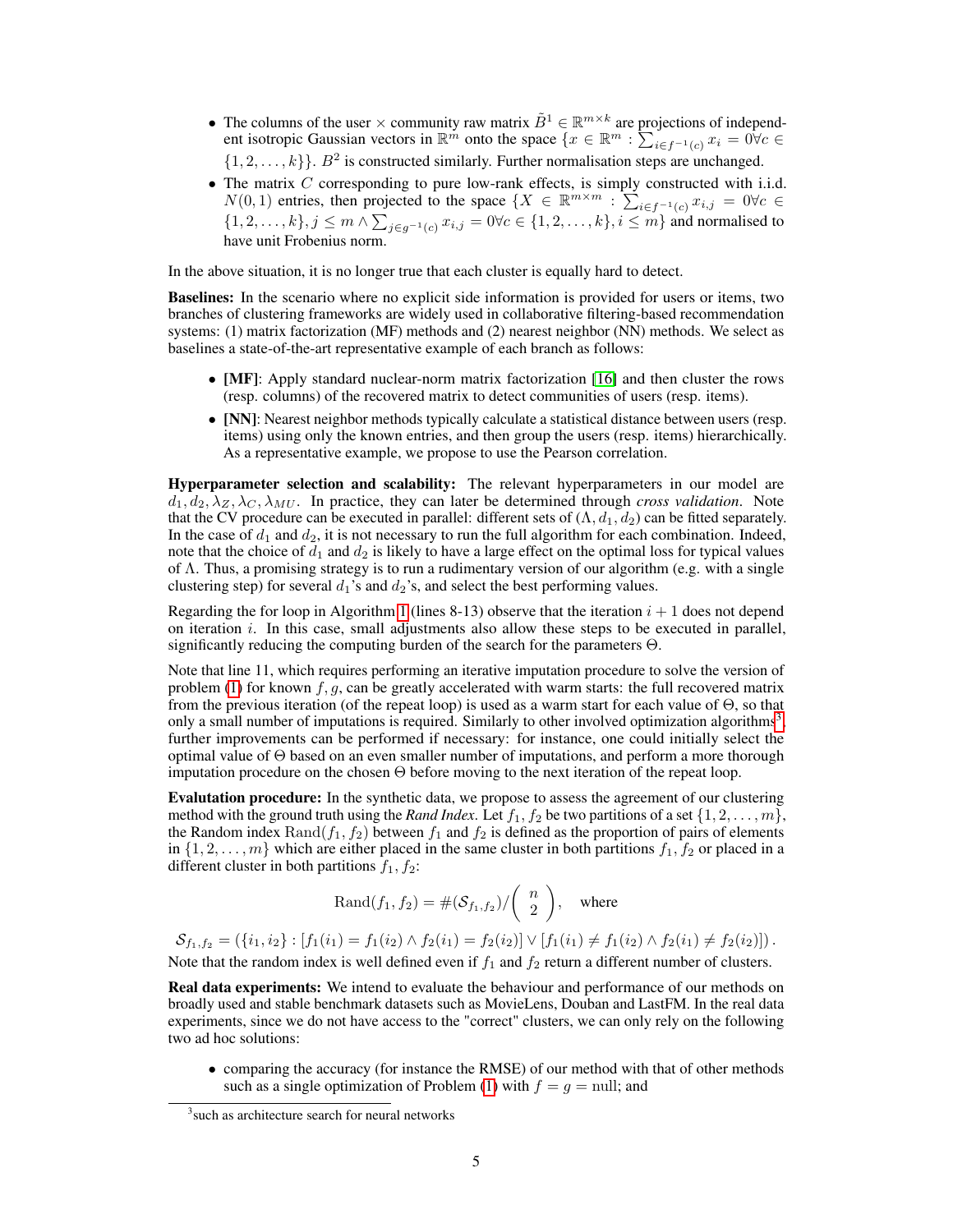- The columns of the user × community raw matrix $\tilde{B}^1 \in \mathbb{R}^{m\times k}$ are projections of independent isotropic Gaussian vectors in $\mathbb{R}^m$ onto the space $\{x \in \mathbb{R}^m : \sum_{i\in f^{-1}(c)} x_i = 0 \forall c \in \{1, 2, \ldots, k\}\}$. $B^2$ is constructed similarly. Further normalisation steps are unchanged.
- The matrix $C$ corresponding to pure low-rank effects, is simply constructed with i.i.d. $N(0, 1)$ entries, then projected to the space $\{X \in \mathbb{R}^{m\times m} : \sum_{i\in f^{-1}(c)} x_{i,j} = 0 \forall c \in \{1, 2, \ldots, k\}, j \leq m \wedge \sum_{j\in g^{-1}(c)} x_{i,j} = 0 \forall c \in \{1, 2, \ldots, k\}, i \leq m\}$ and normalised to have unit Frobenius norm.

In the above situation, it is no longer true that each cluster is equally hard to detect.

**Baselines:** In the scenario where no explicit side information is provided for users or items, two branches of clustering frameworks are widely used in collaborative filtering-based recommendation systems: (1) matrix factorization (MF) methods and (2) nearest neighbor (NN) methods. We select as baselines a state-of-the-art representative example of each branch as follows:

- **[MF]**: Apply standard nuclear-norm matrix factorization [16] and then cluster the rows (resp. columns) of the recovered matrix to detect communities of users (resp. items).
- **[NN]**: Nearest neighbor methods typically calculate a statistical distance between users (resp. items) using only the known entries, and then group the users (resp. items) hierarchically. As a representative example, we propose to use the Pearson correlation.

**Hyperparameter selection and scalability:** The relevant hyperparameters in our model are $d_1, d_2, \lambda_Z, \lambda_C, \lambda_{MU}$. In practice, they can later be determined through *cross validation*. Note that the CV procedure can be executed in parallel: different sets of $(\Lambda, d_1, d_2)$ can be fitted separately. In the case of $d_1$ and $d_2$, it is not necessary to run the full algorithm for each combination. Indeed, note that the choice of $d_1$ and $d_2$ is likely to have a large effect on the optimal loss for typical values of $\Lambda$. Thus, a promising strategy is to run a rudimentary version of our algorithm (e.g. with a single clustering step) for several $d_1$'s and $d_2$'s, and select the best performing values.

Regarding the for loop in Algorithm 1 (lines 8-13) observe that the iteration $i + 1$ does not depend on iteration $i$. In this case, small adjustments also allow these steps to be executed in parallel, significantly reducing the computing burden of the search for the parameters $\Theta$.

Note that line 11, which requires performing an iterative imputation procedure to solve the version of problem (1) for known $f, g$, can be greatly accelerated with warm starts: the full recovered matrix from the previous iteration (of the repeat loop) is used as a warm start for each value of $\Theta$, so that only a small number of imputations is required. Similarly to other involved optimization algorithms[3], further improvements can be performed if necessary: for instance, one could initially select the optimal value of $\Theta$ based on an even smaller number of imputations, and perform a more thorough imputation procedure on the chosen $\Theta$ before moving to the next iteration of the repeat loop.

**Evalutation procedure:** In the synthetic data, we propose to assess the agreement of our clustering method with the ground truth using the *Rand Index*. Let $f_1, f_2$ be two partitions of a set $\{1, 2, \ldots, m\}$, the Random index $\mathrm{Rand}(f_1, f_2)$ between $f_1$ and $f_2$ is defined as the proportion of pairs of elements in $\{1, 2, \ldots, m\}$ which are either placed in the same cluster in both partitions $f_1, f_2$ or placed in a different cluster in both partitions $f_1, f_2$:

$$\mathrm{Rand}(f_1, f_2) = \#(\mathcal{S}_{f_1,f_2})/\binom{n}{2}, \quad \text{where}$$

$$\mathcal{S}_{f_1,f_2} = (\{i_1, i_2\} : [f_1(i_1) = f_1(i_2) \wedge f_2(i_1) = f_2(i_2)] \vee [f_1(i_1) \neq f_1(i_2) \wedge f_2(i_1) \neq f_2(i_2)]).$$

Note that the random index is well defined even if $f_1$ and $f_2$ return a different number of clusters.

**Real data experiments:** We intend to evaluate the behaviour and performance of our methods on broadly used and stable benchmark datasets such as MovieLens, Douban and LastFM. In the real data experiments, since we do not have access to the "correct" clusters, we can only rely on the following two ad hoc solutions:

- comparing the accuracy (for instance the RMSE) of our method with that of other methods such as a single optimization of Problem (1) with $f = g = \text{null}$; and

[3] such as architecture search for neural networks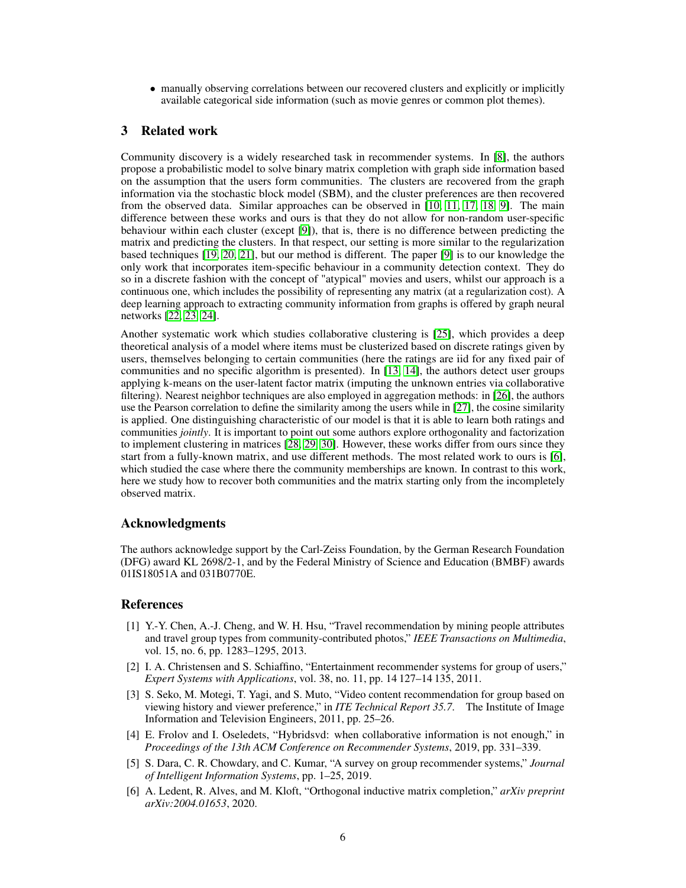- manually observing correlations between our recovered clusters and explicitly or implicitly available categorical side information (such as movie genres or common plot themes).

## 3 Related work

Community discovery is a widely researched task in recommender systems. In [8], the authors propose a probabilistic model to solve binary matrix completion with graph side information based on the assumption that the users form communities. The clusters are recovered from the graph information via the stochastic block model (SBM), and the cluster preferences are then recovered from the observed data. Similar approaches can be observed in [10, 11, 17, 18, 9]. The main difference between these works and ours is that they do not allow for non-random user-specific behaviour within each cluster (except [9]), that is, there is no difference between predicting the matrix and predicting the clusters. In that respect, our setting is more similar to the regularization based techniques [19, 20, 21], but our method is different. The paper [9] is to our knowledge the only work that incorporates item-specific behaviour in a community detection context. They do so in a discrete fashion with the concept of "atypical" movies and users, whilst our approach is a continuous one, which includes the possibility of representing any matrix (at a regularization cost). A deep learning approach to extracting community information from graphs is offered by graph neural networks [22, 23, 24].

Another systematic work which studies collaborative clustering is [25], which provides a deep theoretical analysis of a model where items must be clusterized based on discrete ratings given by users, themselves belonging to certain communities (here the ratings are iid for any fixed pair of communities and no specific algorithm is presented). In [13, 14], the authors detect user groups applying k-means on the user-latent factor matrix (imputing the unknown entries via collaborative filtering). Nearest neighbor techniques are also employed in aggregation methods: in [26], the authors use the Pearson correlation to define the similarity among the users while in [27], the cosine similarity is applied. One distinguishing characteristic of our model is that it is able to learn both ratings and communities *jointly*. It is important to point out some authors explore orthogonality and factorization to implement clustering in matrices [28, 29, 30]. However, these works differ from ours since they start from a fully-known matrix, and use different methods. The most related work to ours is [6], which studied the case where there the community memberships are known. In contrast to this work, here we study how to recover both communities and the matrix starting only from the incompletely observed matrix.

## Acknowledgments

The authors acknowledge support by the Carl-Zeiss Foundation, by the German Research Foundation (DFG) award KL 2698/2-1, and by the Federal Ministry of Science and Education (BMBF) awards 01IS18051A and 031B0770E.

## References

[1] Y.-Y. Chen, A.-J. Cheng, and W. H. Hsu, “Travel recommendation by mining people attributes and travel group types from community-contributed photos,” *IEEE Transactions on Multimedia*, vol. 15, no. 6, pp. 1283–1295, 2013.

[2] I. A. Christensen and S. Schiaffino, “Entertainment recommender systems for group of users,” *Expert Systems with Applications*, vol. 38, no. 11, pp. 14 127–14 135, 2011.

[3] S. Seko, M. Motegi, T. Yagi, and S. Muto, “Video content recommendation for group based on viewing history and viewer preference,” in *ITE Technical Report 35.7*. The Institute of Image Information and Television Engineers, 2011, pp. 25–26.

[4] E. Frolov and I. Oseledets, “Hybridsvd: when collaborative information is not enough,” in *Proceedings of the 13th ACM Conference on Recommender Systems*, 2019, pp. 331–339.

[5] S. Dara, C. R. Chowdary, and C. Kumar, “A survey on group recommender systems,” *Journal of Intelligent Information Systems*, pp. 1–25, 2019.

[6] A. Ledent, R. Alves, and M. Kloft, “Orthogonal inductive matrix completion,” *arXiv preprint arXiv:2004.01653*, 2020.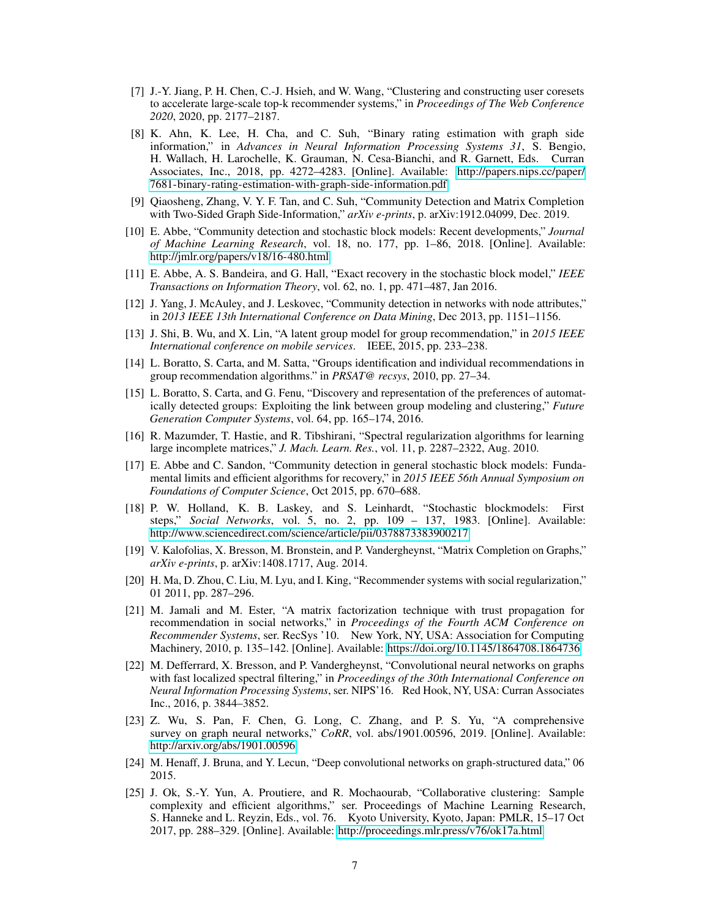[7] J.-Y. Jiang, P. H. Chen, C.-J. Hsieh, and W. Wang, "Clustering and constructing user coresets to accelerate large-scale top-k recommender systems," in *Proceedings of The Web Conference 2020*, 2020, pp. 2177–2187.

[8] K. Ahn, K. Lee, H. Cha, and C. Suh, "Binary rating estimation with graph side information," in *Advances in Neural Information Processing Systems 31*, S. Bengio, H. Wallach, H. Larochelle, K. Grauman, N. Cesa-Bianchi, and R. Garnett, Eds. Curran Associates, Inc., 2018, pp. 4272–4283. [Online]. Available: http://papers.nips.cc/paper/7681-binary-rating-estimation-with-graph-side-information.pdf

[9] Qiaosheng, Zhang, V. Y. F. Tan, and C. Suh, "Community Detection and Matrix Completion with Two-Sided Graph Side-Information," *arXiv e-prints*, p. arXiv:1912.04099, Dec. 2019.

[10] E. Abbe, "Community detection and stochastic block models: Recent developments," *Journal of Machine Learning Research*, vol. 18, no. 177, pp. 1–86, 2018. [Online]. Available: http://jmlr.org/papers/v18/16-480.html

[11] E. Abbe, A. S. Bandeira, and G. Hall, "Exact recovery in the stochastic block model," *IEEE Transactions on Information Theory*, vol. 62, no. 1, pp. 471–487, Jan 2016.

[12] J. Yang, J. McAuley, and J. Leskovec, "Community detection in networks with node attributes," in *2013 IEEE 13th International Conference on Data Mining*, Dec 2013, pp. 1151–1156.

[13] J. Shi, B. Wu, and X. Lin, "A latent group model for group recommendation," in *2015 IEEE International conference on mobile services*. IEEE, 2015, pp. 233–238.

[14] L. Boratto, S. Carta, and M. Satta, "Groups identification and individual recommendations in group recommendation algorithms." in *PRSAT@ recsys*, 2010, pp. 27–34.

[15] L. Boratto, S. Carta, and G. Fenu, "Discovery and representation of the preferences of automatically detected groups: Exploiting the link between group modeling and clustering," *Future Generation Computer Systems*, vol. 64, pp. 165–174, 2016.

[16] R. Mazumder, T. Hastie, and R. Tibshirani, "Spectral regularization algorithms for learning large incomplete matrices," *J. Mach. Learn. Res.*, vol. 11, p. 2287–2322, Aug. 2010.

[17] E. Abbe and C. Sandon, "Community detection in general stochastic block models: Fundamental limits and efficient algorithms for recovery," in *2015 IEEE 56th Annual Symposium on Foundations of Computer Science*, Oct 2015, pp. 670–688.

[18] P. W. Holland, K. B. Laskey, and S. Leinhardt, "Stochastic blockmodels: First steps," *Social Networks*, vol. 5, no. 2, pp. 109 – 137, 1983. [Online]. Available: http://www.sciencedirect.com/science/article/pii/0378873383900217

[19] V. Kalofolias, X. Bresson, M. Bronstein, and P. Vandergheynst, "Matrix Completion on Graphs," *arXiv e-prints*, p. arXiv:1408.1717, Aug. 2014.

[20] H. Ma, D. Zhou, C. Liu, M. Lyu, and I. King, "Recommender systems with social regularization," 01 2011, pp. 287–296.

[21] M. Jamali and M. Ester, "A matrix factorization technique with trust propagation for recommendation in social networks," in *Proceedings of the Fourth ACM Conference on Recommender Systems*, ser. RecSys '10. New York, NY, USA: Association for Computing Machinery, 2010, p. 135–142. [Online]. Available: https://doi.org/10.1145/1864708.1864736

[22] M. Defferrard, X. Bresson, and P. Vandergheynst, "Convolutional neural networks on graphs with fast localized spectral filtering," in *Proceedings of the 30th International Conference on Neural Information Processing Systems*, ser. NIPS'16. Red Hook, NY, USA: Curran Associates Inc., 2016, p. 3844–3852.

[23] Z. Wu, S. Pan, F. Chen, G. Long, C. Zhang, and P. S. Yu, "A comprehensive survey on graph neural networks," *CoRR*, vol. abs/1901.00596, 2019. [Online]. Available: http://arxiv.org/abs/1901.00596

[24] M. Henaff, J. Bruna, and Y. Lecun, "Deep convolutional networks on graph-structured data," 06 2015.

[25] J. Ok, S.-Y. Yun, A. Proutiere, and R. Mochaourab, "Collaborative clustering: Sample complexity and efficient algorithms," ser. Proceedings of Machine Learning Research, S. Hanneke and L. Reyzin, Eds., vol. 76. Kyoto University, Kyoto, Japan: PMLR, 15–17 Oct 2017, pp. 288–329. [Online]. Available: http://proceedings.mlr.press/v76/ok17a.html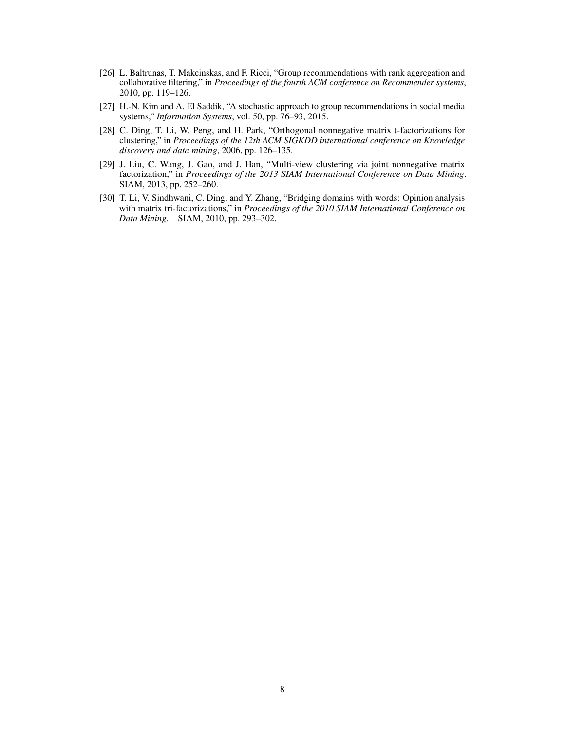[26] L. Baltrunas, T. Makcinskas, and F. Ricci, "Group recommendations with rank aggregation and collaborative filtering," in *Proceedings of the fourth ACM conference on Recommender systems*, 2010, pp. 119–126.

[27] H.-N. Kim and A. El Saddik, "A stochastic approach to group recommendations in social media systems," *Information Systems*, vol. 50, pp. 76–93, 2015.

[28] C. Ding, T. Li, W. Peng, and H. Park, "Orthogonal nonnegative matrix t-factorizations for clustering," in *Proceedings of the 12th ACM SIGKDD international conference on Knowledge discovery and data mining*, 2006, pp. 126–135.

[29] J. Liu, C. Wang, J. Gao, and J. Han, "Multi-view clustering via joint nonnegative matrix factorization," in *Proceedings of the 2013 SIAM International Conference on Data Mining*. SIAM, 2013, pp. 252–260.

[30] T. Li, V. Sindhwani, C. Ding, and Y. Zhang, "Bridging domains with words: Opinion analysis with matrix tri-factorizations," in *Proceedings of the 2010 SIAM International Conference on Data Mining*. SIAM, 2010, pp. 293–302.